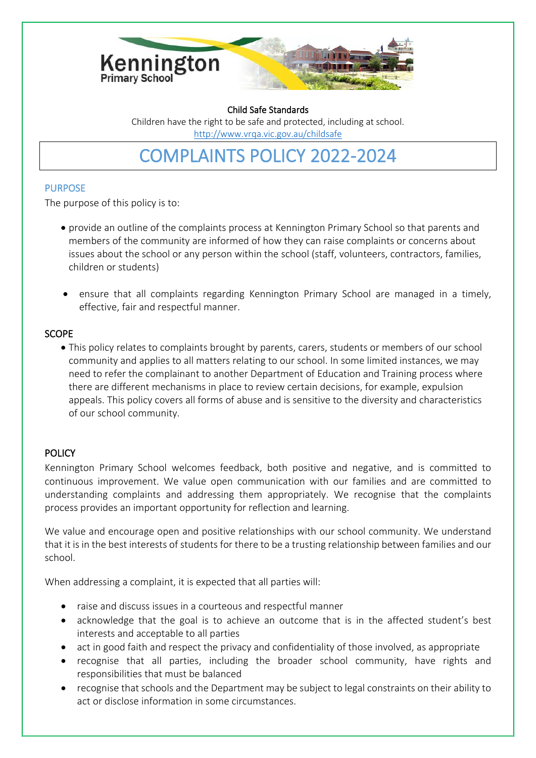Kennington
Primary School

**Child Safe Standards**

Children have the right to be safe and protected, including at school.

http://www.vrqa.vic.gov.au/childsafe

# COMPLAINTS POLICY 2022-2024

## PURPOSE

The purpose of this policy is to:

- provide an outline of the complaints process at Kennington Primary School so that parents and members of the community are informed of how they can raise complaints or concerns about issues about the school or any person within the school (staff, volunteers, contractors, families, children or students)
- ensure that all complaints regarding Kennington Primary School are managed in a timely, effective, fair and respectful manner.

## SCOPE

- This policy relates to complaints brought by parents, carers, students or members of our school community and applies to all matters relating to our school. In some limited instances, we may need to refer the complainant to another Department of Education and Training process where there are different mechanisms in place to review certain decisions, for example, expulsion appeals. This policy covers all forms of abuse and is sensitive to the diversity and characteristics of our school community.

## POLICY

Kennington Primary School welcomes feedback, both positive and negative, and is committed to continuous improvement. We value open communication with our families and are committed to understanding complaints and addressing them appropriately. We recognise that the complaints process provides an important opportunity for reflection and learning.

We value and encourage open and positive relationships with our school community. We understand that it is in the best interests of students for there to be a trusting relationship between families and our school.

When addressing a complaint, it is expected that all parties will:

- raise and discuss issues in a courteous and respectful manner
- acknowledge that the goal is to achieve an outcome that is in the affected student's best interests and acceptable to all parties
- act in good faith and respect the privacy and confidentiality of those involved, as appropriate
- recognise that all parties, including the broader school community, have rights and responsibilities that must be balanced
- recognise that schools and the Department may be subject to legal constraints on their ability to act or disclose information in some circumstances.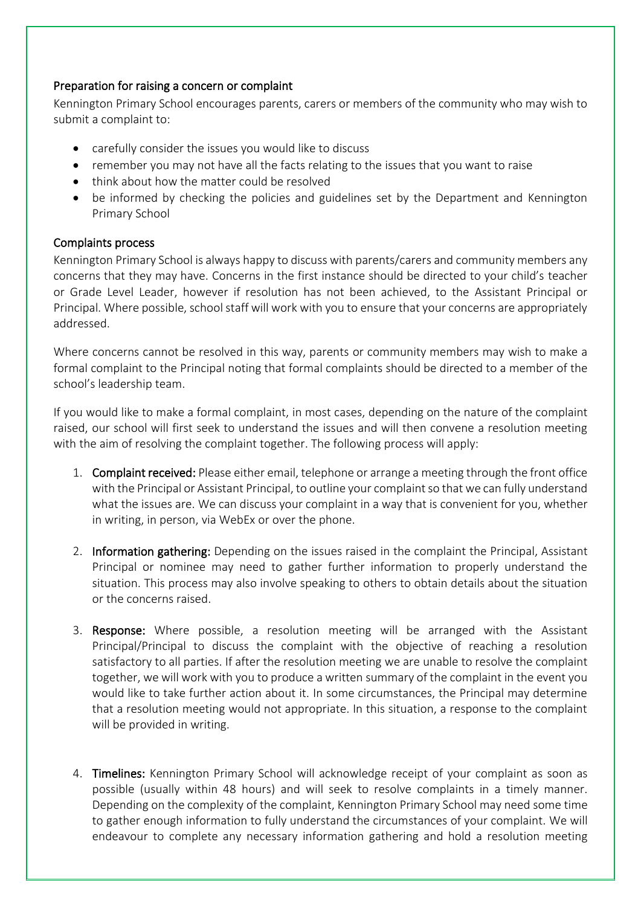## Preparation for raising a concern or complaint

Kennington Primary School encourages parents, carers or members of the community who may wish to submit a complaint to:

- carefully consider the issues you would like to discuss
- remember you may not have all the facts relating to the issues that you want to raise
- think about how the matter could be resolved
- be informed by checking the policies and guidelines set by the Department and Kennington Primary School

## Complaints process

Kennington Primary School is always happy to discuss with parents/carers and community members any concerns that they may have. Concerns in the first instance should be directed to your child's teacher or Grade Level Leader, however if resolution has not been achieved, to the Assistant Principal or Principal. Where possible, school staff will work with you to ensure that your concerns are appropriately addressed.

Where concerns cannot be resolved in this way, parents or community members may wish to make a formal complaint to the Principal noting that formal complaints should be directed to a member of the school's leadership team.

If you would like to make a formal complaint, in most cases, depending on the nature of the complaint raised, our school will first seek to understand the issues and will then convene a resolution meeting with the aim of resolving the complaint together. The following process will apply:

1. **Complaint received:** Please either email, telephone or arrange a meeting through the front office with the Principal or Assistant Principal, to outline your complaint so that we can fully understand what the issues are. We can discuss your complaint in a way that is convenient for you, whether in writing, in person, via WebEx or over the phone.

2. **Information gathering:** Depending on the issues raised in the complaint the Principal, Assistant Principal or nominee may need to gather further information to properly understand the situation. This process may also involve speaking to others to obtain details about the situation or the concerns raised.

3. **Response:** Where possible, a resolution meeting will be arranged with the Assistant Principal/Principal to discuss the complaint with the objective of reaching a resolution satisfactory to all parties. If after the resolution meeting we are unable to resolve the complaint together, we will work with you to produce a written summary of the complaint in the event you would like to take further action about it. In some circumstances, the Principal may determine that a resolution meeting would not appropriate. In this situation, a response to the complaint will be provided in writing.

4. **Timelines:** Kennington Primary School will acknowledge receipt of your complaint as soon as possible (usually within 48 hours) and will seek to resolve complaints in a timely manner. Depending on the complexity of the complaint, Kennington Primary School may need some time to gather enough information to fully understand the circumstances of your complaint. We will endeavour to complete any necessary information gathering and hold a resolution meeting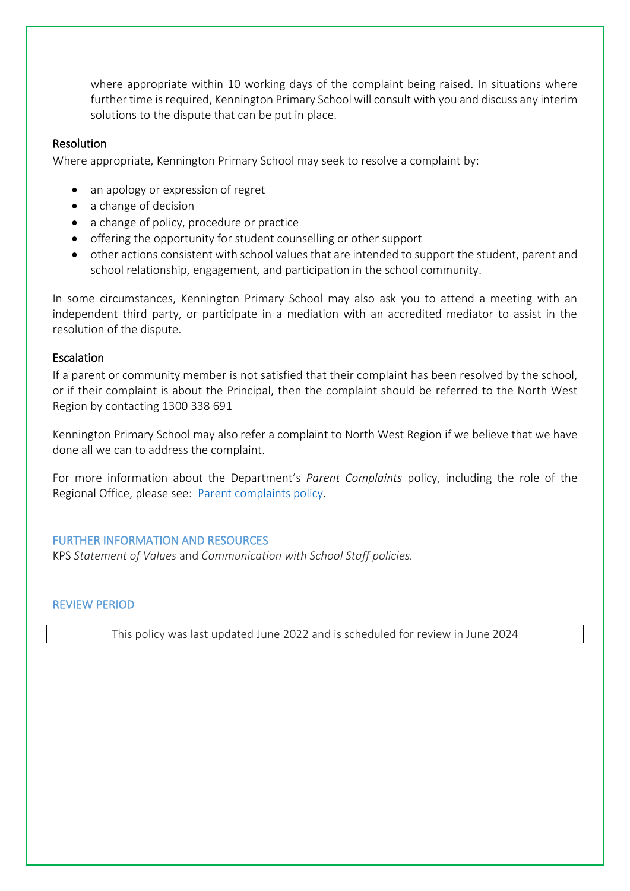where appropriate within 10 working days of the complaint being raised. In situations where further time is required, Kennington Primary School will consult with you and discuss any interim solutions to the dispute that can be put in place.

### Resolution

Where appropriate, Kennington Primary School may seek to resolve a complaint by:

- an apology or expression of regret
- a change of decision
- a change of policy, procedure or practice
- offering the opportunity for student counselling or other support
- other actions consistent with school values that are intended to support the student, parent and school relationship, engagement, and participation in the school community.

In some circumstances, Kennington Primary School may also ask you to attend a meeting with an independent third party, or participate in a mediation with an accredited mediator to assist in the resolution of the dispute.

### Escalation

If a parent or community member is not satisfied that their complaint has been resolved by the school, or if their complaint is about the Principal, then the complaint should be referred to the North West Region by contacting 1300 338 691

Kennington Primary School may also refer a complaint to North West Region if we believe that we have done all we can to address the complaint.

For more information about the Department's *Parent Complaints* policy, including the role of the Regional Office, please see: [Parent complaints policy](Parent complaints policy).

## FURTHER INFORMATION AND RESOURCES

KPS *Statement of Values* and *Communication with School Staff policies.*

## REVIEW PERIOD

| |
|---|
| This policy was last updated June 2022 and is scheduled for review in June 2024 |